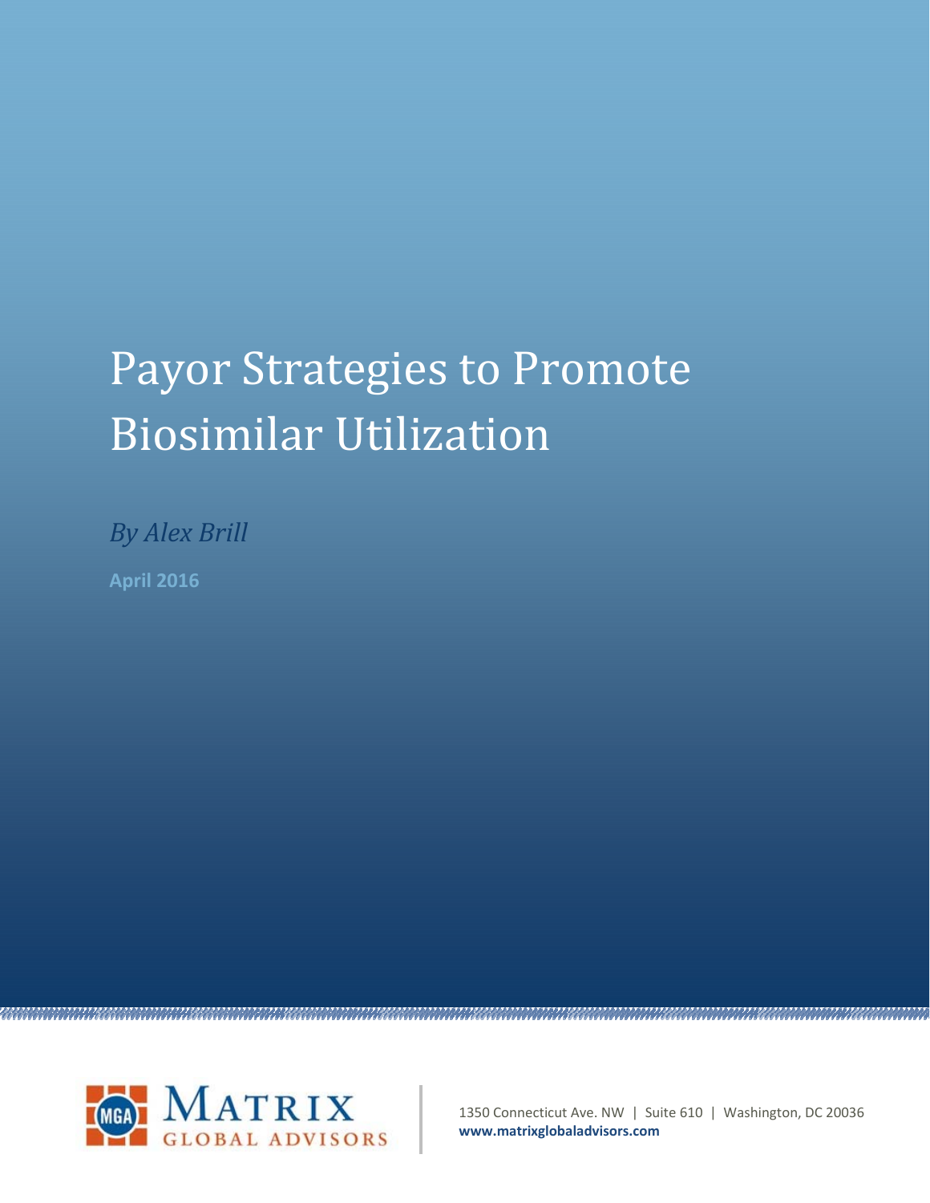# Payor Strategies to Promote Biosimilar Utilization

*By Alex Brill*

**April 2016**

MATRIX GLOBAL ADVISORS

1350 Connecticut Ave. NW | Suite 610 | Washington, DC 20036
**www.matrixglobaladvisors.com**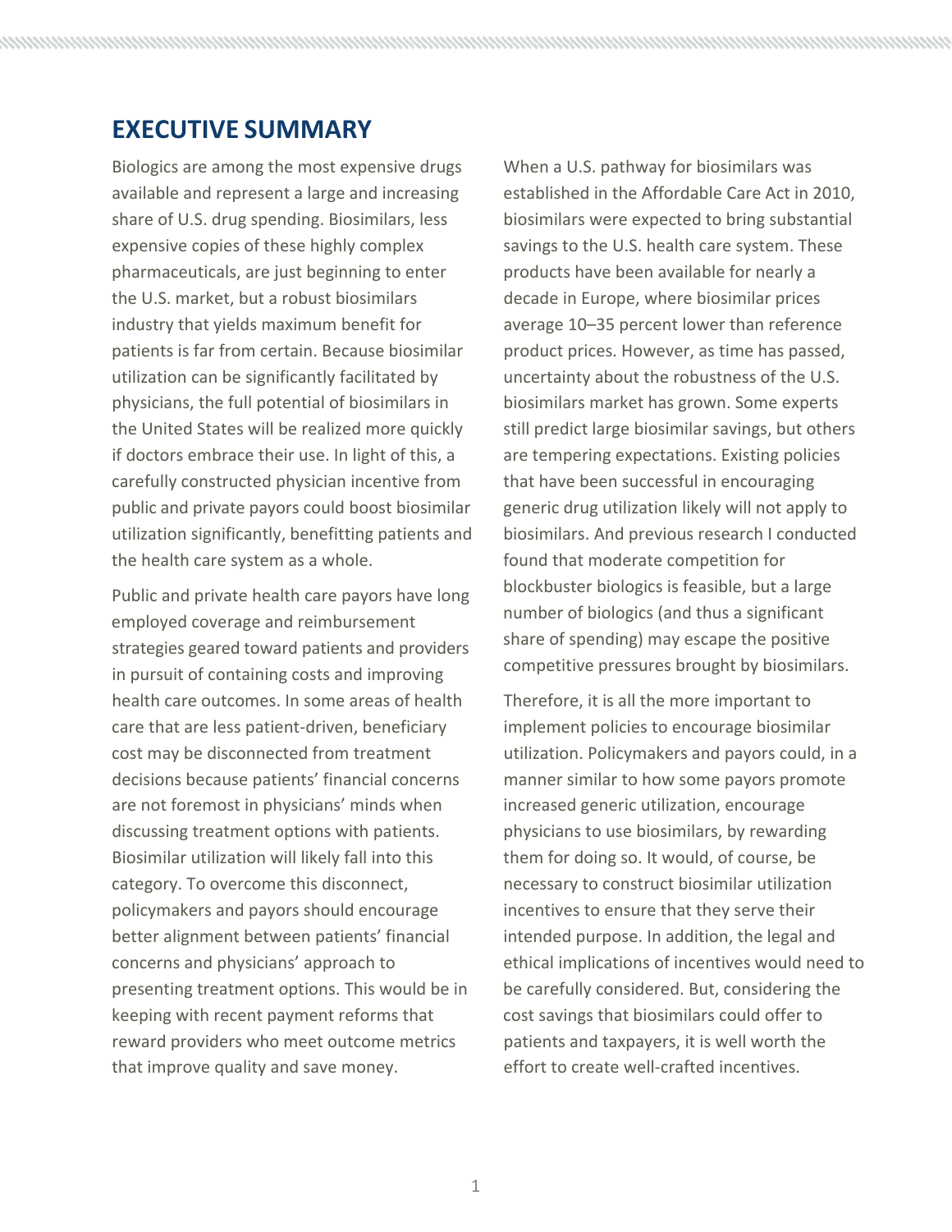## EXECUTIVE SUMMARY

Biologics are among the most expensive drugs available and represent a large and increasing share of U.S. drug spending. Biosimilars, less expensive copies of these highly complex pharmaceuticals, are just beginning to enter the U.S. market, but a robust biosimilars industry that yields maximum benefit for patients is far from certain. Because biosimilar utilization can be significantly facilitated by physicians, the full potential of biosimilars in the United States will be realized more quickly if doctors embrace their use. In light of this, a carefully constructed physician incentive from public and private payors could boost biosimilar utilization significantly, benefitting patients and the health care system as a whole.

Public and private health care payors have long employed coverage and reimbursement strategies geared toward patients and providers in pursuit of containing costs and improving health care outcomes. In some areas of health care that are less patient-driven, beneficiary cost may be disconnected from treatment decisions because patients' financial concerns are not foremost in physicians' minds when discussing treatment options with patients. Biosimilar utilization will likely fall into this category. To overcome this disconnect, policymakers and payors should encourage better alignment between patients' financial concerns and physicians' approach to presenting treatment options. This would be in keeping with recent payment reforms that reward providers who meet outcome metrics that improve quality and save money.

When a U.S. pathway for biosimilars was established in the Affordable Care Act in 2010, biosimilars were expected to bring substantial savings to the U.S. health care system. These products have been available for nearly a decade in Europe, where biosimilar prices average 10–35 percent lower than reference product prices. However, as time has passed, uncertainty about the robustness of the U.S. biosimilars market has grown. Some experts still predict large biosimilar savings, but others are tempering expectations. Existing policies that have been successful in encouraging generic drug utilization likely will not apply to biosimilars. And previous research I conducted found that moderate competition for blockbuster biologics is feasible, but a large number of biologics (and thus a significant share of spending) may escape the positive competitive pressures brought by biosimilars.

Therefore, it is all the more important to implement policies to encourage biosimilar utilization. Policymakers and payors could, in a manner similar to how some payors promote increased generic utilization, encourage physicians to use biosimilars, by rewarding them for doing so. It would, of course, be necessary to construct biosimilar utilization incentives to ensure that they serve their intended purpose. In addition, the legal and ethical implications of incentives would need to be carefully considered. But, considering the cost savings that biosimilars could offer to patients and taxpayers, it is well worth the effort to create well-crafted incentives.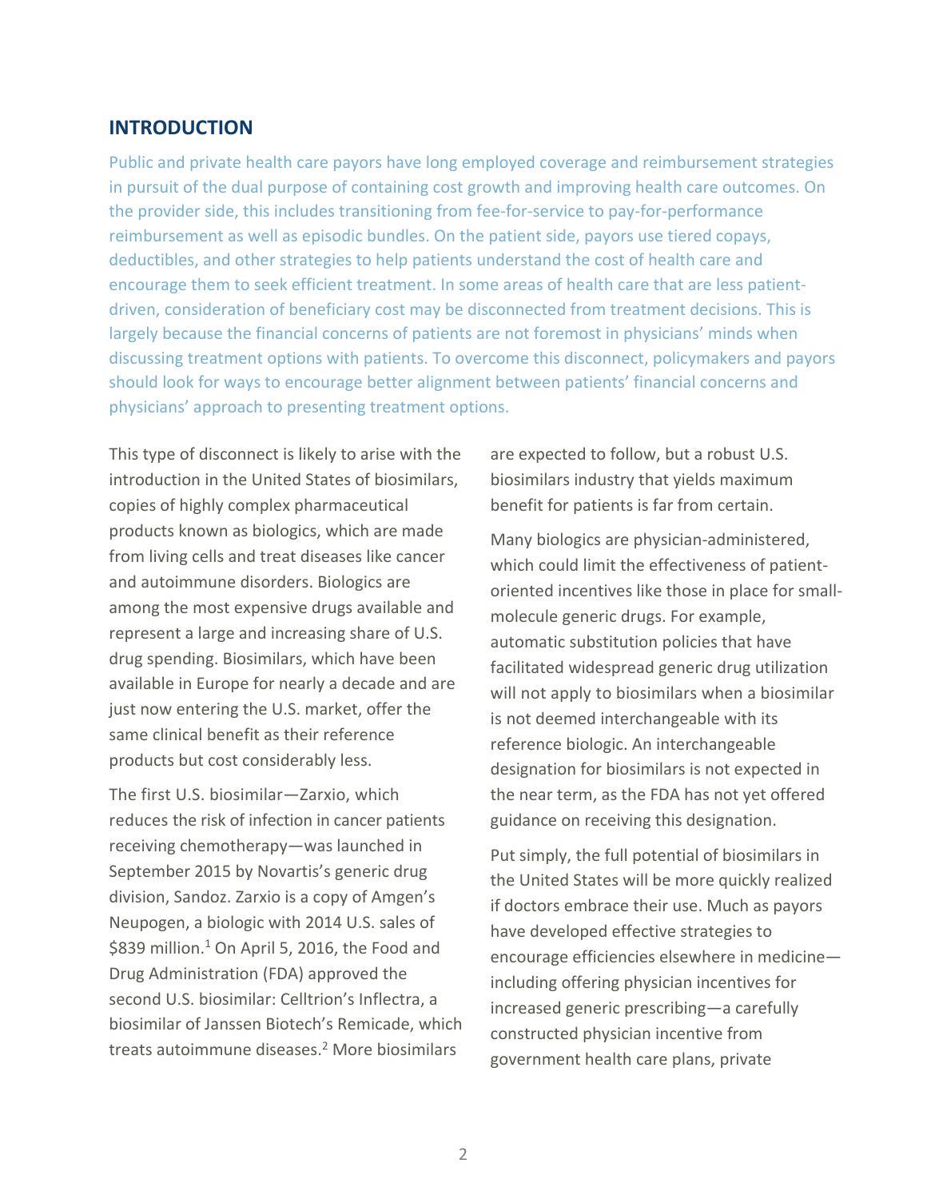## INTRODUCTION

Public and private health care payors have long employed coverage and reimbursement strategies in pursuit of the dual purpose of containing cost growth and improving health care outcomes. On the provider side, this includes transitioning from fee-for-service to pay-for-performance reimbursement as well as episodic bundles. On the patient side, payors use tiered copays, deductibles, and other strategies to help patients understand the cost of health care and encourage them to seek efficient treatment. In some areas of health care that are less patient-driven, consideration of beneficiary cost may be disconnected from treatment decisions. This is largely because the financial concerns of patients are not foremost in physicians' minds when discussing treatment options with patients. To overcome this disconnect, policymakers and payors should look for ways to encourage better alignment between patients' financial concerns and physicians' approach to presenting treatment options.

This type of disconnect is likely to arise with the introduction in the United States of biosimilars, copies of highly complex pharmaceutical products known as biologics, which are made from living cells and treat diseases like cancer and autoimmune disorders. Biologics are among the most expensive drugs available and represent a large and increasing share of U.S. drug spending. Biosimilars, which have been available in Europe for nearly a decade and are just now entering the U.S. market, offer the same clinical benefit as their reference products but cost considerably less.

The first U.S. biosimilar—Zarxio, which reduces the risk of infection in cancer patients receiving chemotherapy—was launched in September 2015 by Novartis's generic drug division, Sandoz. Zarxio is a copy of Amgen's Neupogen, a biologic with 2014 U.S. sales of $839 million.[1] On April 5, 2016, the Food and Drug Administration (FDA) approved the second U.S. biosimilar: Celltrion's Inflectra, a biosimilar of Janssen Biotech's Remicade, which treats autoimmune diseases.[2] More biosimilars are expected to follow, but a robust U.S. biosimilars industry that yields maximum benefit for patients is far from certain.

Many biologics are physician-administered, which could limit the effectiveness of patient-oriented incentives like those in place for small-molecule generic drugs. For example, automatic substitution policies that have facilitated widespread generic drug utilization will not apply to biosimilars when a biosimilar is not deemed interchangeable with its reference biologic. An interchangeable designation for biosimilars is not expected in the near term, as the FDA has not yet offered guidance on receiving this designation.

Put simply, the full potential of biosimilars in the United States will be more quickly realized if doctors embrace their use. Much as payors have developed effective strategies to encourage efficiencies elsewhere in medicine—including offering physician incentives for increased generic prescribing—a carefully constructed physician incentive from government health care plans, private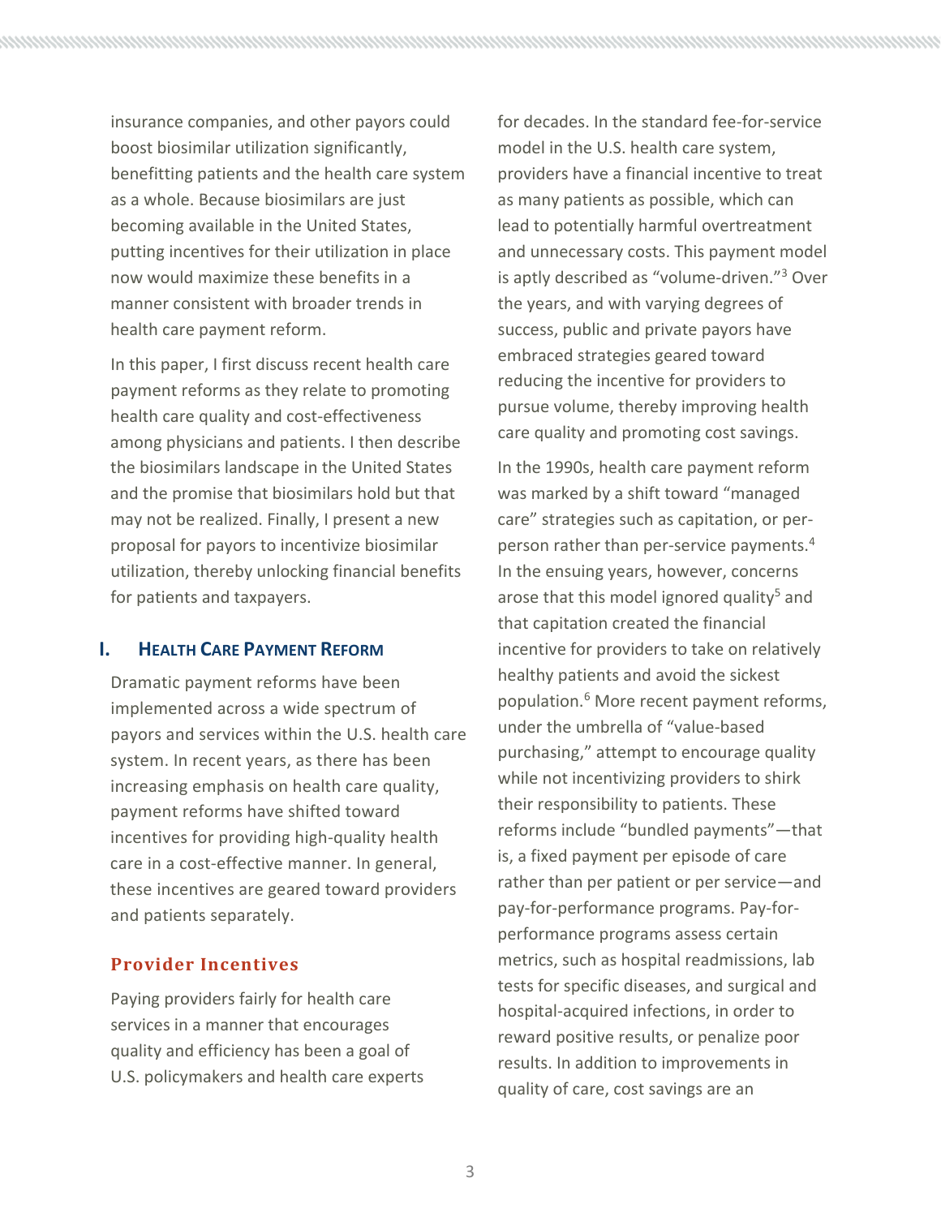insurance companies, and other payors could boost biosimilar utilization significantly, benefitting patients and the health care system as a whole. Because biosimilars are just becoming available in the United States, putting incentives for their utilization in place now would maximize these benefits in a manner consistent with broader trends in health care payment reform.

In this paper, I first discuss recent health care payment reforms as they relate to promoting health care quality and cost-effectiveness among physicians and patients. I then describe the biosimilars landscape in the United States and the promise that biosimilars hold but that may not be realized. Finally, I present a new proposal for payors to incentivize biosimilar utilization, thereby unlocking financial benefits for patients and taxpayers.

## I. Health Care Payment Reform

Dramatic payment reforms have been implemented across a wide spectrum of payors and services within the U.S. health care system. In recent years, as there has been increasing emphasis on health care quality, payment reforms have shifted toward incentives for providing high-quality health care in a cost-effective manner. In general, these incentives are geared toward providers and patients separately.

### Provider Incentives

Paying providers fairly for health care services in a manner that encourages quality and efficiency has been a goal of U.S. policymakers and health care experts for decades. In the standard fee-for-service model in the U.S. health care system, providers have a financial incentive to treat as many patients as possible, which can lead to potentially harmful overtreatment and unnecessary costs. This payment model is aptly described as "volume-driven."[3] Over the years, and with varying degrees of success, public and private payors have embraced strategies geared toward reducing the incentive for providers to pursue volume, thereby improving health care quality and promoting cost savings.

In the 1990s, health care payment reform was marked by a shift toward "managed care" strategies such as capitation, or per-person rather than per-service payments.[4] In the ensuing years, however, concerns arose that this model ignored quality[5] and that capitation created the financial incentive for providers to take on relatively healthy patients and avoid the sickest population.[6] More recent payment reforms, under the umbrella of "value-based purchasing," attempt to encourage quality while not incentivizing providers to shirk their responsibility to patients. These reforms include "bundled payments"—that is, a fixed payment per episode of care rather than per patient or per service—and pay-for-performance programs. Pay-for-performance programs assess certain metrics, such as hospital readmissions, lab tests for specific diseases, and surgical and hospital-acquired infections, in order to reward positive results, or penalize poor results. In addition to improvements in quality of care, cost savings are an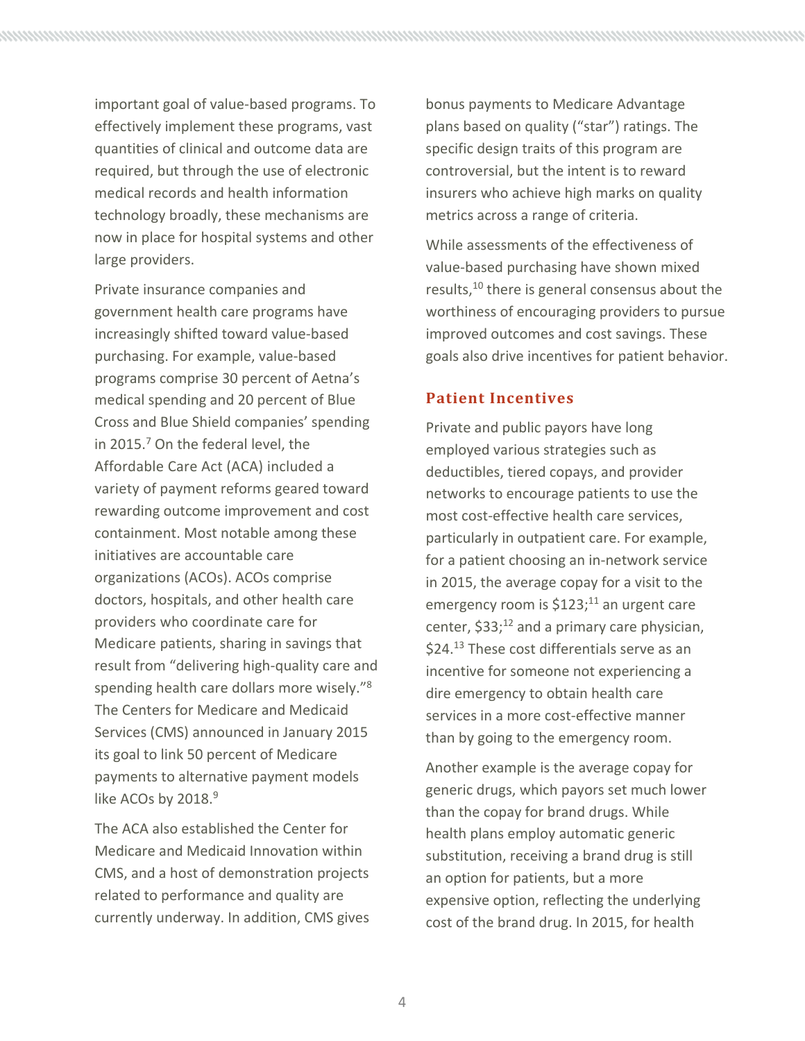important goal of value-based programs. To effectively implement these programs, vast quantities of clinical and outcome data are required, but through the use of electronic medical records and health information technology broadly, these mechanisms are now in place for hospital systems and other large providers.

Private insurance companies and government health care programs have increasingly shifted toward value-based purchasing. For example, value-based programs comprise 30 percent of Aetna's medical spending and 20 percent of Blue Cross and Blue Shield companies' spending in 2015.[7] On the federal level, the Affordable Care Act (ACA) included a variety of payment reforms geared toward rewarding outcome improvement and cost containment. Most notable among these initiatives are accountable care organizations (ACOs). ACOs comprise doctors, hospitals, and other health care providers who coordinate care for Medicare patients, sharing in savings that result from "delivering high-quality care and spending health care dollars more wisely."[8] The Centers for Medicare and Medicaid Services (CMS) announced in January 2015 its goal to link 50 percent of Medicare payments to alternative payment models like ACOs by 2018.[9]

The ACA also established the Center for Medicare and Medicaid Innovation within CMS, and a host of demonstration projects related to performance and quality are currently underway. In addition, CMS gives bonus payments to Medicare Advantage plans based on quality ("star") ratings. The specific design traits of this program are controversial, but the intent is to reward insurers who achieve high marks on quality metrics across a range of criteria.

While assessments of the effectiveness of value-based purchasing have shown mixed results,[10] there is general consensus about the worthiness of encouraging providers to pursue improved outcomes and cost savings. These goals also drive incentives for patient behavior.

## Patient Incentives

Private and public payors have long employed various strategies such as deductibles, tiered copays, and provider networks to encourage patients to use the most cost-effective health care services, particularly in outpatient care. For example, for a patient choosing an in-network service in 2015, the average copay for a visit to the emergency room is $123;[11] an urgent care center, $33;[12] and a primary care physician, $24.[13] These cost differentials serve as an incentive for someone not experiencing a dire emergency to obtain health care services in a more cost-effective manner than by going to the emergency room.

Another example is the average copay for generic drugs, which payors set much lower than the copay for brand drugs. While health plans employ automatic generic substitution, receiving a brand drug is still an option for patients, but a more expensive option, reflecting the underlying cost of the brand drug. In 2015, for health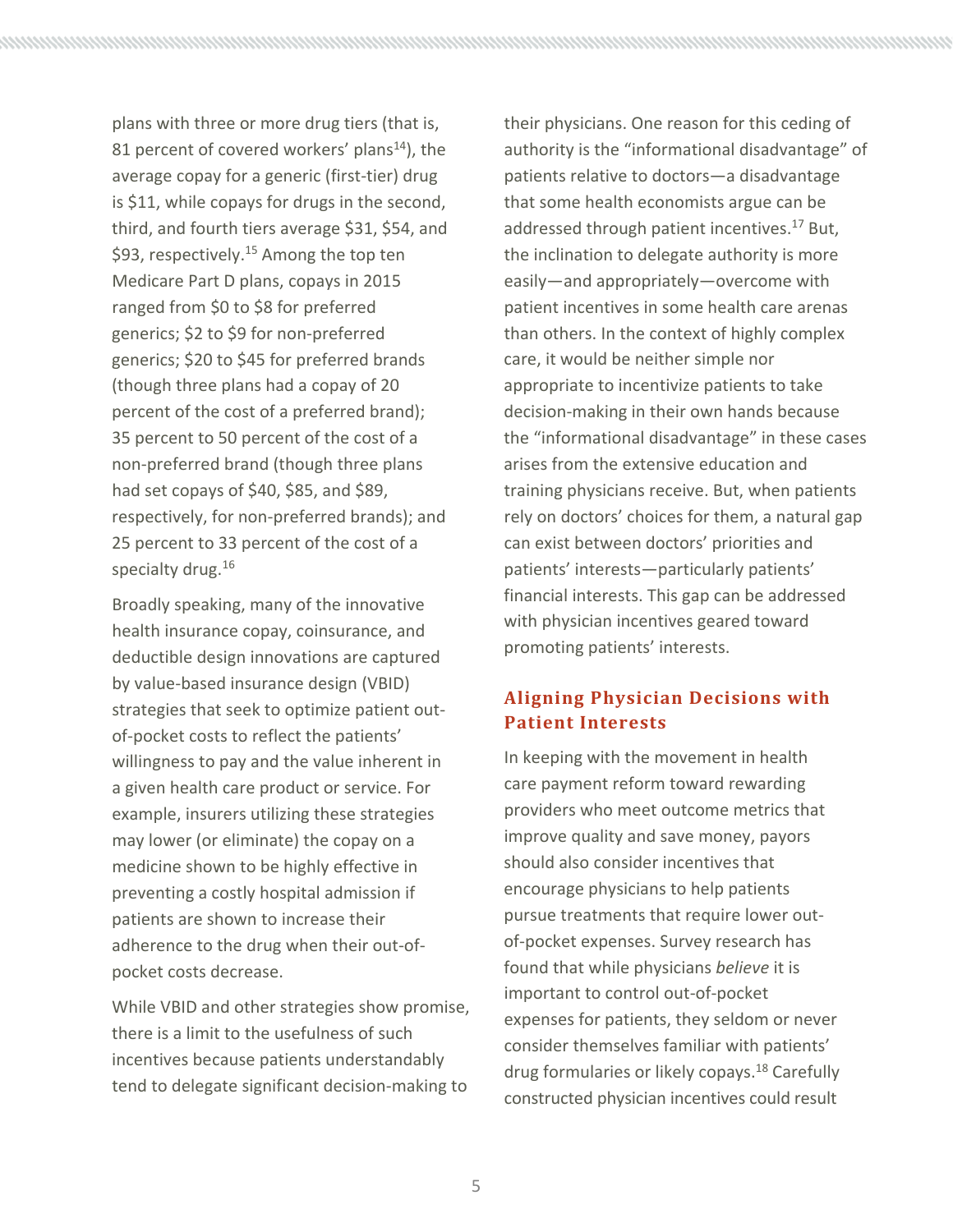plans with three or more drug tiers (that is, 81 percent of covered workers' plans[14]), the average copay for a generic (first-tier) drug is $11, while copays for drugs in the second, third, and fourth tiers average $31, $54, and $93, respectively.[15] Among the top ten Medicare Part D plans, copays in 2015 ranged from $0 to $8 for preferred generics; $2 to $9 for non-preferred generics; $20 to $45 for preferred brands (though three plans had a copay of 20 percent of the cost of a preferred brand); 35 percent to 50 percent of the cost of a non-preferred brand (though three plans had set copays of $40, $85, and $89, respectively, for non-preferred brands); and 25 percent to 33 percent of the cost of a specialty drug.[16]

Broadly speaking, many of the innovative health insurance copay, coinsurance, and deductible design innovations are captured by value-based insurance design (VBID) strategies that seek to optimize patient out-of-pocket costs to reflect the patients' willingness to pay and the value inherent in a given health care product or service. For example, insurers utilizing these strategies may lower (or eliminate) the copay on a medicine shown to be highly effective in preventing a costly hospital admission if patients are shown to increase their adherence to the drug when their out-of-pocket costs decrease.

While VBID and other strategies show promise, there is a limit to the usefulness of such incentives because patients understandably tend to delegate significant decision-making to their physicians. One reason for this ceding of authority is the "informational disadvantage" of patients relative to doctors—a disadvantage that some health economists argue can be addressed through patient incentives.[17] But, the inclination to delegate authority is more easily—and appropriately—overcome with patient incentives in some health care arenas than others. In the context of highly complex care, it would be neither simple nor appropriate to incentivize patients to take decision-making in their own hands because the "informational disadvantage" in these cases arises from the extensive education and training physicians receive. But, when patients rely on doctors' choices for them, a natural gap can exist between doctors' priorities and patients' interests—particularly patients' financial interests. This gap can be addressed with physician incentives geared toward promoting patients' interests.

## Aligning Physician Decisions with Patient Interests

In keeping with the movement in health care payment reform toward rewarding providers who meet outcome metrics that improve quality and save money, payors should also consider incentives that encourage physicians to help patients pursue treatments that require lower out-of-pocket expenses. Survey research has found that while physicians *believe* it is important to control out-of-pocket expenses for patients, they seldom or never consider themselves familiar with patients' drug formularies or likely copays.[18] Carefully constructed physician incentives could result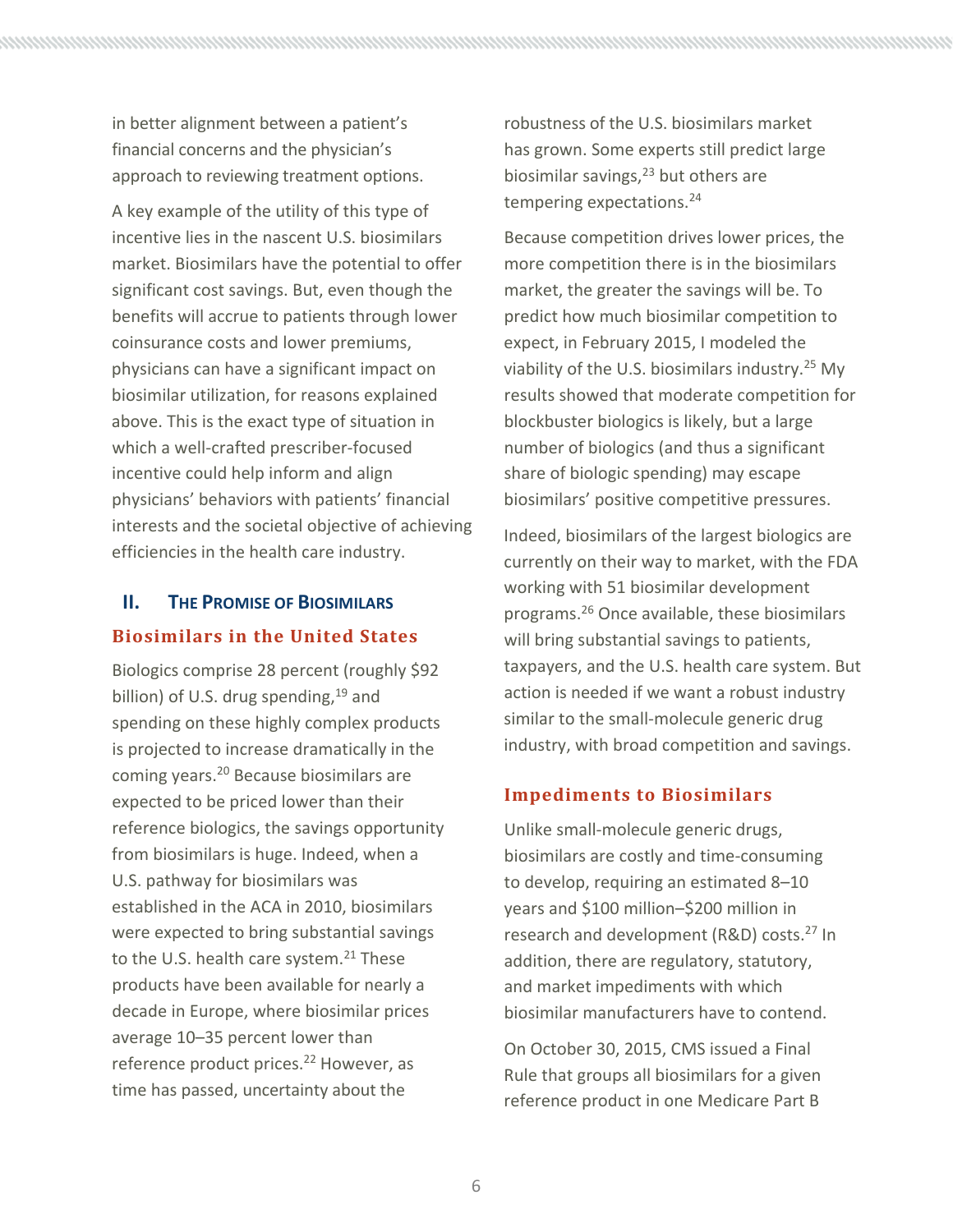in better alignment between a patient's financial concerns and the physician's approach to reviewing treatment options.

A key example of the utility of this type of incentive lies in the nascent U.S. biosimilars market. Biosimilars have the potential to offer significant cost savings. But, even though the benefits will accrue to patients through lower coinsurance costs and lower premiums, physicians can have a significant impact on biosimilar utilization, for reasons explained above. This is the exact type of situation in which a well-crafted prescriber-focused incentive could help inform and align physicians' behaviors with patients' financial interests and the societal objective of achieving efficiencies in the health care industry.

## II. The Promise of Biosimilars

### Biosimilars in the United States

Biologics comprise 28 percent (roughly $92 billion) of U.S. drug spending,[19] and spending on these highly complex products is projected to increase dramatically in the coming years.[20] Because biosimilars are expected to be priced lower than their reference biologics, the savings opportunity from biosimilars is huge. Indeed, when a U.S. pathway for biosimilars was established in the ACA in 2010, biosimilars were expected to bring substantial savings to the U.S. health care system.[21] These products have been available for nearly a decade in Europe, where biosimilar prices average 10–35 percent lower than reference product prices.[22] However, as time has passed, uncertainty about the robustness of the U.S. biosimilars market has grown. Some experts still predict large biosimilar savings,[23] but others are tempering expectations.[24]

Because competition drives lower prices, the more competition there is in the biosimilars market, the greater the savings will be. To predict how much biosimilar competition to expect, in February 2015, I modeled the viability of the U.S. biosimilars industry.[25] My results showed that moderate competition for blockbuster biologics is likely, but a large number of biologics (and thus a significant share of biologic spending) may escape biosimilars' positive competitive pressures.

Indeed, biosimilars of the largest biologics are currently on their way to market, with the FDA working with 51 biosimilar development programs.[26] Once available, these biosimilars will bring substantial savings to patients, taxpayers, and the U.S. health care system. But action is needed if we want a robust industry similar to the small-molecule generic drug industry, with broad competition and savings.

### Impediments to Biosimilars

Unlike small-molecule generic drugs, biosimilars are costly and time-consuming to develop, requiring an estimated 8–10 years and $100 million–$200 million in research and development (R&D) costs.[27] In addition, there are regulatory, statutory, and market impediments with which biosimilar manufacturers have to contend.

On October 30, 2015, CMS issued a Final Rule that groups all biosimilars for a given reference product in one Medicare Part B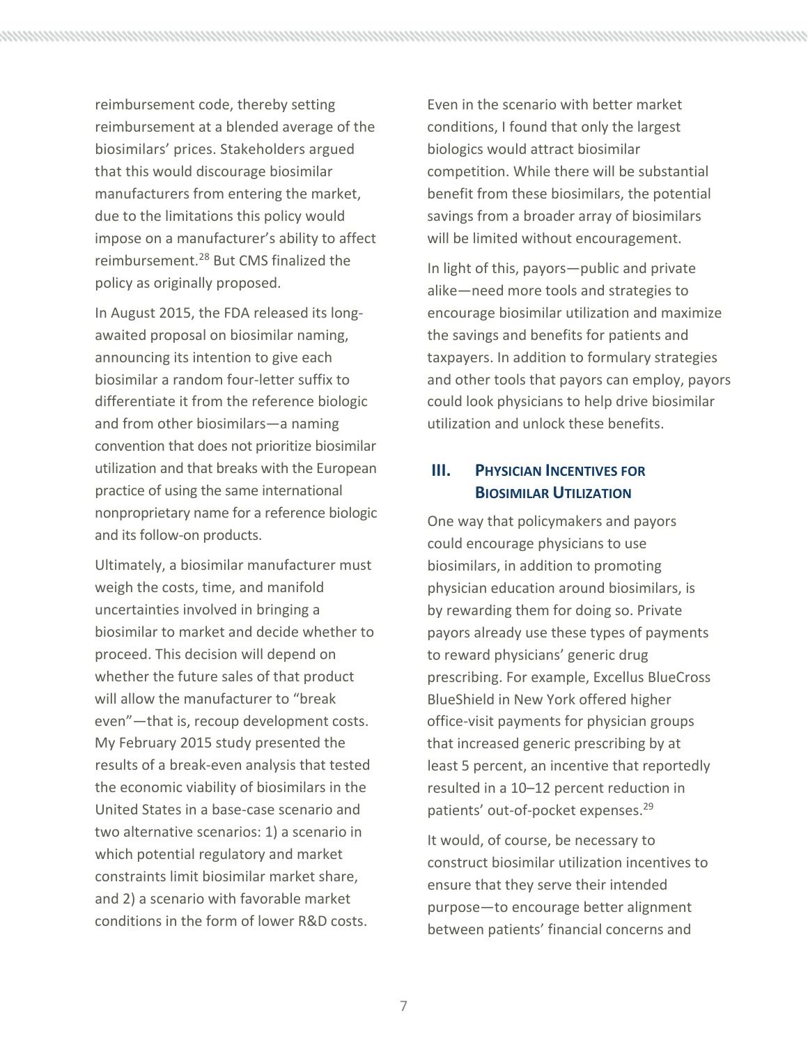reimbursement code, thereby setting reimbursement at a blended average of the biosimilars' prices. Stakeholders argued that this would discourage biosimilar manufacturers from entering the market, due to the limitations this policy would impose on a manufacturer's ability to affect reimbursement.[28] But CMS finalized the policy as originally proposed.

In August 2015, the FDA released its long-awaited proposal on biosimilar naming, announcing its intention to give each biosimilar a random four-letter suffix to differentiate it from the reference biologic and from other biosimilars—a naming convention that does not prioritize biosimilar utilization and that breaks with the European practice of using the same international nonproprietary name for a reference biologic and its follow-on products.

Ultimately, a biosimilar manufacturer must weigh the costs, time, and manifold uncertainties involved in bringing a biosimilar to market and decide whether to proceed. This decision will depend on whether the future sales of that product will allow the manufacturer to "break even"—that is, recoup development costs. My February 2015 study presented the results of a break-even analysis that tested the economic viability of biosimilars in the United States in a base-case scenario and two alternative scenarios: 1) a scenario in which potential regulatory and market constraints limit biosimilar market share, and 2) a scenario with favorable market conditions in the form of lower R&D costs.

Even in the scenario with better market conditions, I found that only the largest biologics would attract biosimilar competition. While there will be substantial benefit from these biosimilars, the potential savings from a broader array of biosimilars will be limited without encouragement.

In light of this, payors—public and private alike—need more tools and strategies to encourage biosimilar utilization and maximize the savings and benefits for patients and taxpayers. In addition to formulary strategies and other tools that payors can employ, payors could look physicians to help drive biosimilar utilization and unlock these benefits.

## III. Physician Incentives for Biosimilar Utilization

One way that policymakers and payors could encourage physicians to use biosimilars, in addition to promoting physician education around biosimilars, is by rewarding them for doing so. Private payors already use these types of payments to reward physicians' generic drug prescribing. For example, Excellus BlueCross BlueShield in New York offered higher office-visit payments for physician groups that increased generic prescribing by at least 5 percent, an incentive that reportedly resulted in a 10–12 percent reduction in patients' out-of-pocket expenses.[29]

It would, of course, be necessary to construct biosimilar utilization incentives to ensure that they serve their intended purpose—to encourage better alignment between patients' financial concerns and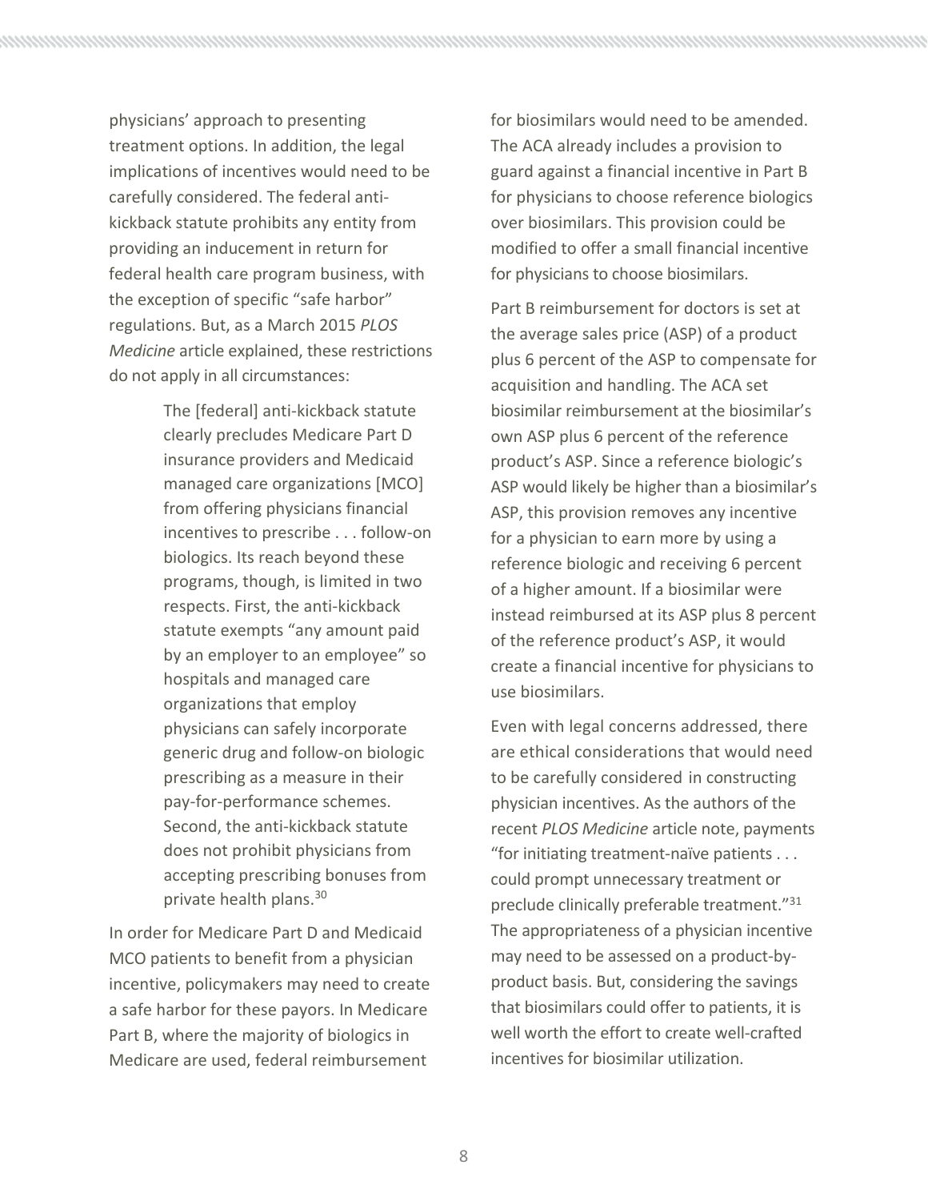physicians' approach to presenting treatment options. In addition, the legal implications of incentives would need to be carefully considered. The federal anti-kickback statute prohibits any entity from providing an inducement in return for federal health care program business, with the exception of specific "safe harbor" regulations. But, as a March 2015 *PLOS Medicine* article explained, these restrictions do not apply in all circumstances:

> The [federal] anti-kickback statute clearly precludes Medicare Part D insurance providers and Medicaid managed care organizations [MCO] from offering physicians financial incentives to prescribe . . . follow-on biologics. Its reach beyond these programs, though, is limited in two respects. First, the anti-kickback statute exempts "any amount paid by an employer to an employee" so hospitals and managed care organizations that employ physicians can safely incorporate generic drug and follow-on biologic prescribing as a measure in their pay-for-performance schemes. Second, the anti-kickback statute does not prohibit physicians from accepting prescribing bonuses from private health plans.[30]

In order for Medicare Part D and Medicaid MCO patients to benefit from a physician incentive, policymakers may need to create a safe harbor for these payors. In Medicare Part B, where the majority of biologics in Medicare are used, federal reimbursement for biosimilars would need to be amended. The ACA already includes a provision to guard against a financial incentive in Part B for physicians to choose reference biologics over biosimilars. This provision could be modified to offer a small financial incentive for physicians to choose biosimilars.

Part B reimbursement for doctors is set at the average sales price (ASP) of a product plus 6 percent of the ASP to compensate for acquisition and handling. The ACA set biosimilar reimbursement at the biosimilar's own ASP plus 6 percent of the reference product's ASP. Since a reference biologic's ASP would likely be higher than a biosimilar's ASP, this provision removes any incentive for a physician to earn more by using a reference biologic and receiving 6 percent of a higher amount. If a biosimilar were instead reimbursed at its ASP plus 8 percent of the reference product's ASP, it would create a financial incentive for physicians to use biosimilars.

Even with legal concerns addressed, there are ethical considerations that would need to be carefully considered in constructing physician incentives. As the authors of the recent *PLOS Medicine* article note, payments "for initiating treatment-naïve patients . . . could prompt unnecessary treatment or preclude clinically preferable treatment."[31] The appropriateness of a physician incentive may need to be assessed on a product-by-product basis. But, considering the savings that biosimilars could offer to patients, it is well worth the effort to create well-crafted incentives for biosimilar utilization.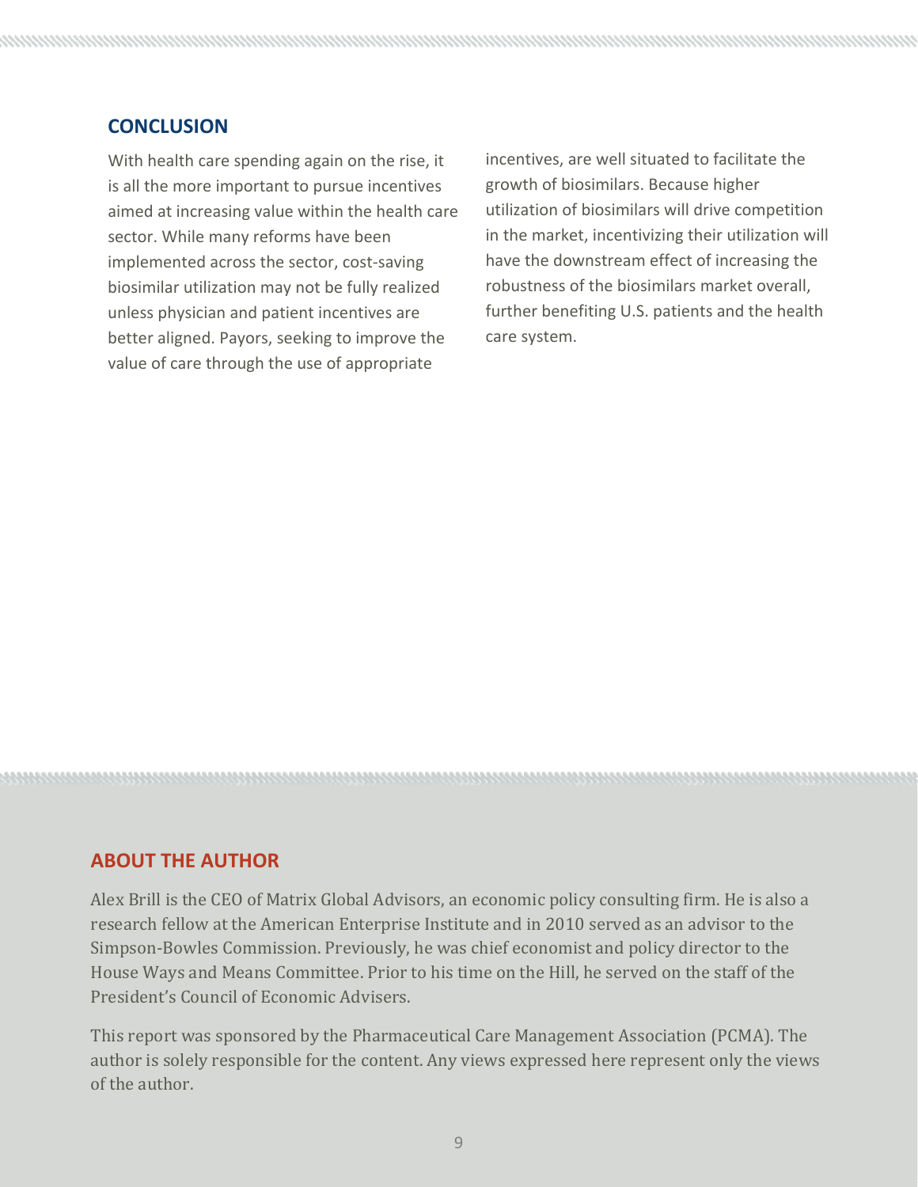## CONCLUSION

With health care spending again on the rise, it is all the more important to pursue incentives aimed at increasing value within the health care sector. While many reforms have been implemented across the sector, cost-saving biosimilar utilization may not be fully realized unless physician and patient incentives are better aligned. Payors, seeking to improve the value of care through the use of appropriate incentives, are well situated to facilitate the growth of biosimilars. Because higher utilization of biosimilars will drive competition in the market, incentivizing their utilization will have the downstream effect of increasing the robustness of the biosimilars market overall, further benefiting U.S. patients and the health care system.

## ABOUT THE AUTHOR

Alex Brill is the CEO of Matrix Global Advisors, an economic policy consulting firm. He is also a research fellow at the American Enterprise Institute and in 2010 served as an advisor to the Simpson-Bowles Commission. Previously, he was chief economist and policy director to the House Ways and Means Committee. Prior to his time on the Hill, he served on the staff of the President's Council of Economic Advisers.

This report was sponsored by the Pharmaceutical Care Management Association (PCMA). The author is solely responsible for the content. Any views expressed here represent only the views of the author.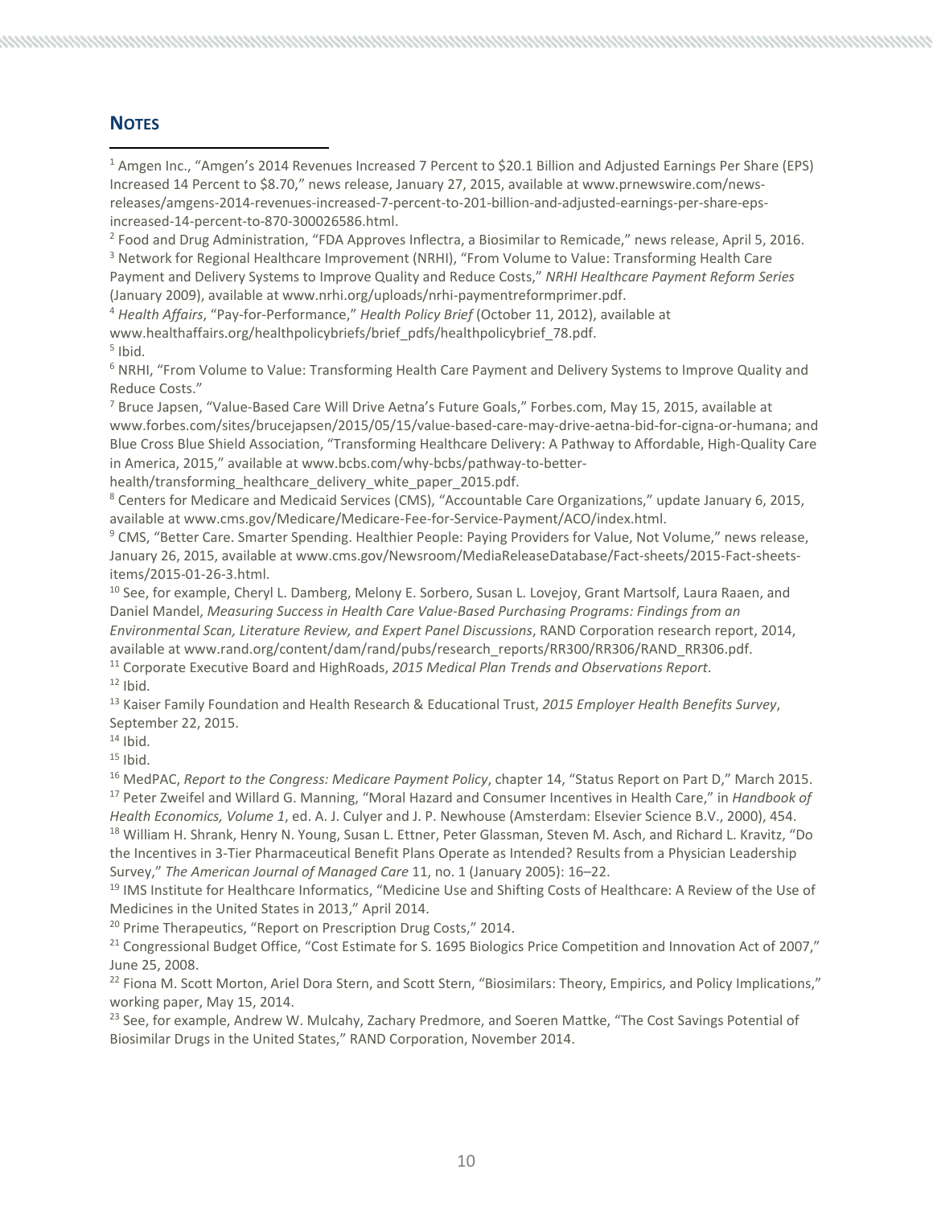## Notes

[1] Amgen Inc., "Amgen's 2014 Revenues Increased 7 Percent to $20.1 Billion and Adjusted Earnings Per Share (EPS) Increased 14 Percent to $8.70," news release, January 27, 2015, available at www.prnewswire.com/news-releases/amgens-2014-revenues-increased-7-percent-to-201-billion-and-adjusted-earnings-per-share-eps-increased-14-percent-to-870-300026586.html.

[2] Food and Drug Administration, "FDA Approves Inflectra, a Biosimilar to Remicade," news release, April 5, 2016.

[3] Network for Regional Healthcare Improvement (NRHI), "From Volume to Value: Transforming Health Care Payment and Delivery Systems to Improve Quality and Reduce Costs," *NRHI Healthcare Payment Reform Series* (January 2009), available at www.nrhi.org/uploads/nrhi-paymentreformprimer.pdf.

[4] *Health Affairs*, "Pay-for-Performance," *Health Policy Brief* (October 11, 2012), available at www.healthaffairs.org/healthpolicybriefs/brief_pdfs/healthpolicybrief_78.pdf.

[5] Ibid.

[6] NRHI, "From Volume to Value: Transforming Health Care Payment and Delivery Systems to Improve Quality and Reduce Costs."

[7] Bruce Japsen, "Value-Based Care Will Drive Aetna's Future Goals," Forbes.com, May 15, 2015, available at www.forbes.com/sites/brucejapsen/2015/05/15/value-based-care-may-drive-aetna-bid-for-cigna-or-humana; and Blue Cross Blue Shield Association, "Transforming Healthcare Delivery: A Pathway to Affordable, High-Quality Care in America, 2015," available at www.bcbs.com/why-bcbs/pathway-to-better-health/transforming_healthcare_delivery_white_paper_2015.pdf.

[8] Centers for Medicare and Medicaid Services (CMS), "Accountable Care Organizations," update January 6, 2015, available at www.cms.gov/Medicare/Medicare-Fee-for-Service-Payment/ACO/index.html.

[9] CMS, "Better Care. Smarter Spending. Healthier People: Paying Providers for Value, Not Volume," news release, January 26, 2015, available at www.cms.gov/Newsroom/MediaReleaseDatabase/Fact-sheets/2015-Fact-sheets-items/2015-01-26-3.html.

[10] See, for example, Cheryl L. Damberg, Melony E. Sorbero, Susan L. Lovejoy, Grant Martsolf, Laura Raaen, and Daniel Mandel, *Measuring Success in Health Care Value-Based Purchasing Programs: Findings from an Environmental Scan, Literature Review, and Expert Panel Discussions*, RAND Corporation research report, 2014, available at www.rand.org/content/dam/rand/pubs/research_reports/RR300/RR306/RAND_RR306.pdf.

[11] Corporate Executive Board and HighRoads, *2015 Medical Plan Trends and Observations Report*.

[12] Ibid.

[13] Kaiser Family Foundation and Health Research & Educational Trust, *2015 Employer Health Benefits Survey*, September 22, 2015.

[14] Ibid.

[15] Ibid.

[16] MedPAC, *Report to the Congress: Medicare Payment Policy*, chapter 14, "Status Report on Part D," March 2015.

[17] Peter Zweifel and Willard G. Manning, "Moral Hazard and Consumer Incentives in Health Care," in *Handbook of Health Economics, Volume 1*, ed. A. J. Culyer and J. P. Newhouse (Amsterdam: Elsevier Science B.V., 2000), 454.

[18] William H. Shrank, Henry N. Young, Susan L. Ettner, Peter Glassman, Steven M. Asch, and Richard L. Kravitz, "Do the Incentives in 3-Tier Pharmaceutical Benefit Plans Operate as Intended? Results from a Physician Leadership Survey," *The American Journal of Managed Care* 11, no. 1 (January 2005): 16–22.

[19] IMS Institute for Healthcare Informatics, "Medicine Use and Shifting Costs of Healthcare: A Review of the Use of Medicines in the United States in 2013," April 2014.

[20] Prime Therapeutics, "Report on Prescription Drug Costs," 2014.

[21] Congressional Budget Office, "Cost Estimate for S. 1695 Biologics Price Competition and Innovation Act of 2007," June 25, 2008.

[22] Fiona M. Scott Morton, Ariel Dora Stern, and Scott Stern, "Biosimilars: Theory, Empirics, and Policy Implications," working paper, May 15, 2014.

[23] See, for example, Andrew W. Mulcahy, Zachary Predmore, and Soeren Mattke, "The Cost Savings Potential of Biosimilar Drugs in the United States," RAND Corporation, November 2014.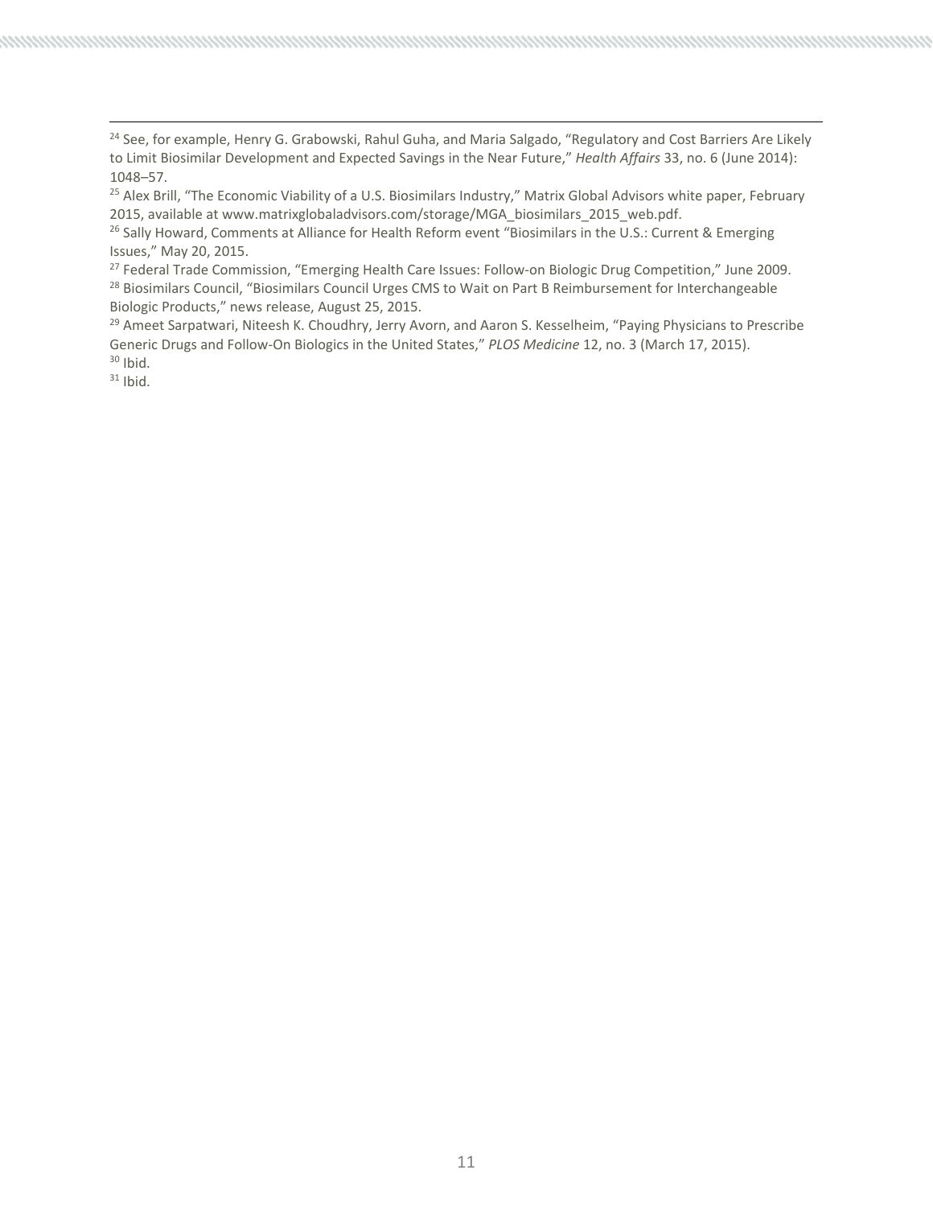[24] See, for example, Henry G. Grabowski, Rahul Guha, and Maria Salgado, “Regulatory and Cost Barriers Are Likely to Limit Biosimilar Development and Expected Savings in the Near Future,” *Health Affairs* 33, no. 6 (June 2014): 1048–57.

[25] Alex Brill, “The Economic Viability of a U.S. Biosimilars Industry,” Matrix Global Advisors white paper, February 2015, available at www.matrixglobaladvisors.com/storage/MGA_biosimilars_2015_web.pdf.

[26] Sally Howard, Comments at Alliance for Health Reform event “Biosimilars in the U.S.: Current & Emerging Issues,” May 20, 2015.

[27] Federal Trade Commission, “Emerging Health Care Issues: Follow-on Biologic Drug Competition,” June 2009.

[28] Biosimilars Council, “Biosimilars Council Urges CMS to Wait on Part B Reimbursement for Interchangeable Biologic Products,” news release, August 25, 2015.

[29] Ameet Sarpatwari, Niteesh K. Choudhry, Jerry Avorn, and Aaron S. Kesselheim, “Paying Physicians to Prescribe Generic Drugs and Follow-On Biologics in the United States,” *PLOS Medicine* 12, no. 3 (March 17, 2015).

[30] Ibid.

[31] Ibid.